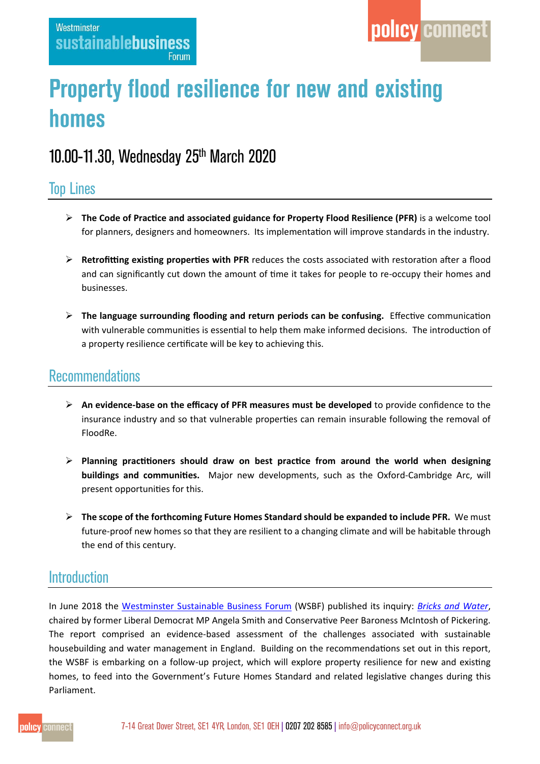Westminster sustainablebusiness Forum

policy connect

# Property flood resilience for new and existing homes

## 10.00-11.30, Wednesday 25th March 2020

## Top Lines

- **The Code of Practice and associated guidance for Property Flood Resilience (PFR)** is a welcome tool for planners, designers and homeowners. Its implementation will improve standards in the industry.
- **Retrofitting existing properties with PFR** reduces the costs associated with restoration after a flood and can significantly cut down the amount of time it takes for people to re-occupy their homes and businesses.
- **The language surrounding flooding and return periods can be confusing.** Effective communication with vulnerable communities is essential to help them make informed decisions. The introduction of a property resilience certificate will be key to achieving this.

## Recommendations

- **An evidence-base on the efficacy of PFR measures must be developed** to provide confidence to the insurance industry and so that vulnerable properties can remain insurable following the removal of FloodRe.
- **Planning practitioners should draw on best practice from around the world when designing buildings and communities.** Major new developments, such as the Oxford-Cambridge Arc, will present opportunities for this.
- **The scope of the forthcoming Future Homes Standard should be expanded to include PFR.** We must future-proof new homes so that they are resilient to a changing climate and will be habitable through the end of this century.

## Introduction

In June 2018 the Westminster Sustainable Business Forum (WSBF) published its inquiry: *Bricks and Water*, chaired by former Liberal Democrat MP Angela Smith and Conservative Peer Baroness McIntosh of Pickering. The report comprised an evidence-based assessment of the challenges associated with sustainable housebuilding and water management in England. Building on the recommendations set out in this report, the WSBF is embarking on a follow-up project, which will explore property resilience for new and existing homes, to feed into the Government's Future Homes Standard and related legislative changes during this Parliament.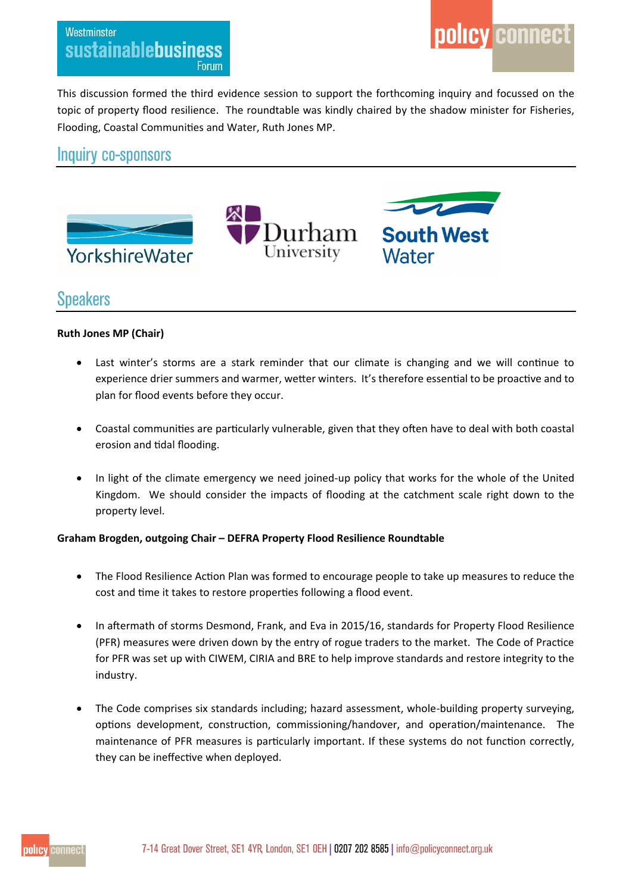This discussion formed the third evidence session to support the forthcoming inquiry and focussed on the topic of property flood resilience. The roundtable was kindly chaired by the shadow minister for Fisheries, Flooding, Coastal Communities and Water, Ruth Jones MP.

## Inquiry co-sponsors

## Speakers

**Ruth Jones MP (Chair)**

- Last winter's storms are a stark reminder that our climate is changing and we will continue to experience drier summers and warmer, wetter winters. It's therefore essential to be proactive and to plan for flood events before they occur.
- Coastal communities are particularly vulnerable, given that they often have to deal with both coastal erosion and tidal flooding.
- In light of the climate emergency we need joined-up policy that works for the whole of the United Kingdom. We should consider the impacts of flooding at the catchment scale right down to the property level.

**Graham Brogden, outgoing Chair – DEFRA Property Flood Resilience Roundtable**

- The Flood Resilience Action Plan was formed to encourage people to take up measures to reduce the cost and time it takes to restore properties following a flood event.
- In aftermath of storms Desmond, Frank, and Eva in 2015/16, standards for Property Flood Resilience (PFR) measures were driven down by the entry of rogue traders to the market. The Code of Practice for PFR was set up with CIWEM, CIRIA and BRE to help improve standards and restore integrity to the industry.
- The Code comprises six standards including; hazard assessment, whole-building property surveying, options development, construction, commissioning/handover, and operation/maintenance. The maintenance of PFR measures is particularly important. If these systems do not function correctly, they can be ineffective when deployed.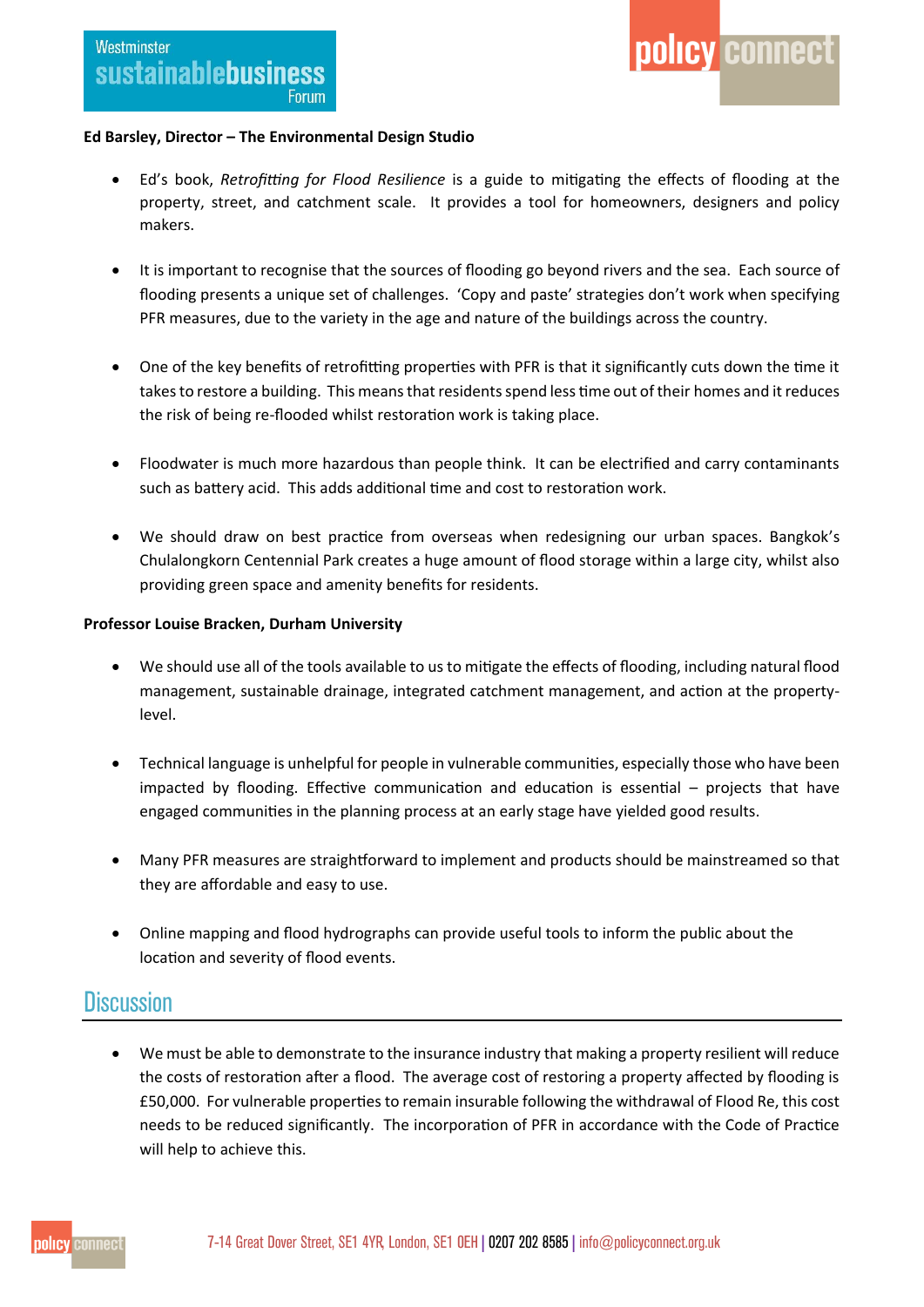**Ed Barsley, Director – The Environmental Design Studio**

- Ed's book, *Retrofitting for Flood Resilience* is a guide to mitigating the effects of flooding at the property, street, and catchment scale. It provides a tool for homeowners, designers and policy makers.

- It is important to recognise that the sources of flooding go beyond rivers and the sea. Each source of flooding presents a unique set of challenges. 'Copy and paste' strategies don't work when specifying PFR measures, due to the variety in the age and nature of the buildings across the country.

- One of the key benefits of retrofitting properties with PFR is that it significantly cuts down the time it takes to restore a building. This means that residents spend less time out of their homes and it reduces the risk of being re-flooded whilst restoration work is taking place.

- Floodwater is much more hazardous than people think. It can be electrified and carry contaminants such as battery acid. This adds additional time and cost to restoration work.

- We should draw on best practice from overseas when redesigning our urban spaces. Bangkok's Chulalongkorn Centennial Park creates a huge amount of flood storage within a large city, whilst also providing green space and amenity benefits for residents.

**Professor Louise Bracken, Durham University**

- We should use all of the tools available to us to mitigate the effects of flooding, including natural flood management, sustainable drainage, integrated catchment management, and action at the property-level.

- Technical language is unhelpful for people in vulnerable communities, especially those who have been impacted by flooding. Effective communication and education is essential – projects that have engaged communities in the planning process at an early stage have yielded good results.

- Many PFR measures are straightforward to implement and products should be mainstreamed so that they are affordable and easy to use.

- Online mapping and flood hydrographs can provide useful tools to inform the public about the location and severity of flood events.

## Discussion

- We must be able to demonstrate to the insurance industry that making a property resilient will reduce the costs of restoration after a flood. The average cost of restoring a property affected by flooding is £50,000. For vulnerable properties to remain insurable following the withdrawal of Flood Re, this cost needs to be reduced significantly. The incorporation of PFR in accordance with the Code of Practice will help to achieve this.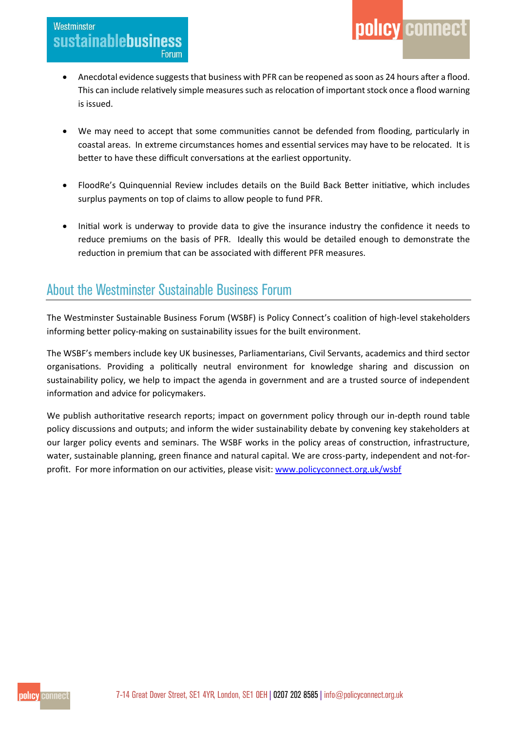- Anecdotal evidence suggests that business with PFR can be reopened as soon as 24 hours after a flood. This can include relatively simple measures such as relocation of important stock once a flood warning is issued.

- We may need to accept that some communities cannot be defended from flooding, particularly in coastal areas. In extreme circumstances homes and essential services may have to be relocated. It is better to have these difficult conversations at the earliest opportunity.

- FloodRe's Quinquennial Review includes details on the Build Back Better initiative, which includes surplus payments on top of claims to allow people to fund PFR.

- Initial work is underway to provide data to give the insurance industry the confidence it needs to reduce premiums on the basis of PFR. Ideally this would be detailed enough to demonstrate the reduction in premium that can be associated with different PFR measures.

## About the Westminster Sustainable Business Forum

The Westminster Sustainable Business Forum (WSBF) is Policy Connect's coalition of high-level stakeholders informing better policy-making on sustainability issues for the built environment.

The WSBF's members include key UK businesses, Parliamentarians, Civil Servants, academics and third sector organisations. Providing a politically neutral environment for knowledge sharing and discussion on sustainability policy, we help to impact the agenda in government and are a trusted source of independent information and advice for policymakers.

We publish authoritative research reports; impact on government policy through our in-depth round table policy discussions and outputs; and inform the wider sustainability debate by convening key stakeholders at our larger policy events and seminars. The WSBF works in the policy areas of construction, infrastructure, water, sustainable planning, green finance and natural capital. We are cross-party, independent and not-for-profit. For more information on our activities, please visit: www.policyconnect.org.uk/wsbf